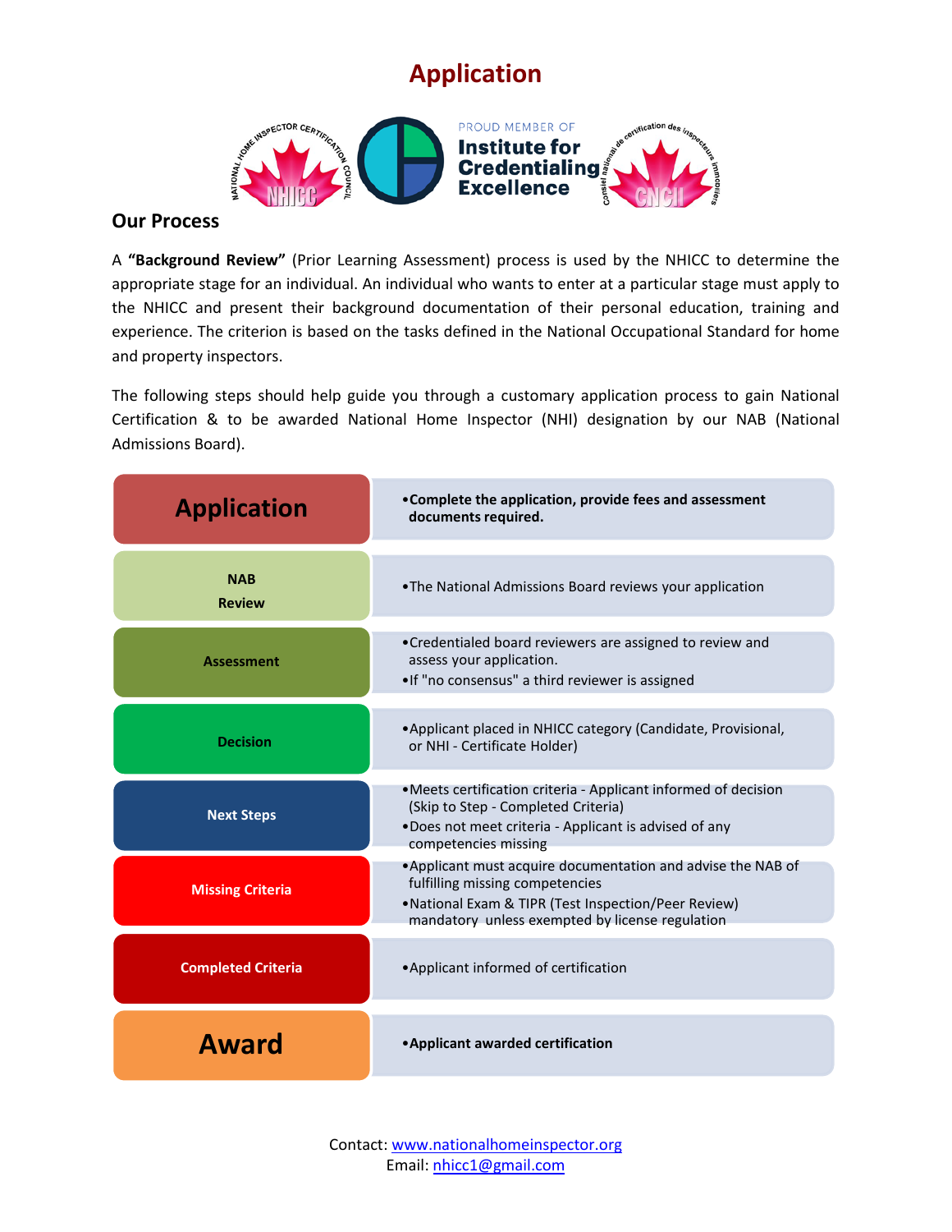# Application

## Our Process

A **"Background Review"** (Prior Learning Assessment) process is used by the NHICC to determine the appropriate stage for an individual. An individual who wants to enter at a particular stage must apply to the NHICC and present their background documentation of their personal education, training and experience. The criterion is based on the tasks defined in the National Occupational Standard for home and property inspectors.

The following steps should help guide you through a customary application process to gain National Certification & to be awarded National Home Inspector (NHI) designation by our NAB (National Admissions Board).

| Step | Description |
|---|---|
| **Application** | • **Complete the application, provide fees and assessment documents required.** |
| **NAB Review** | • The National Admissions Board reviews your application |
| **Assessment** | • Credentialed board reviewers are assigned to review and assess your application.<br>• If "no consensus" a third reviewer is assigned |
| **Decision** | • Applicant placed in NHICC category (Candidate, Provisional, or NHI - Certificate Holder) |
| **Next Steps** | • Meets certification criteria - Applicant informed of decision (Skip to Step - Completed Criteria)<br>• Does not meet criteria - Applicant is advised of any competencies missing |
| **Missing Criteria** | • Applicant must acquire documentation and advise the NAB of fulfilling missing competencies<br>• National Exam & TIPR (Test Inspection/Peer Review) mandatory unless exempted by license regulation |
| **Completed Criteria** | • Applicant informed of certification |
| **Award** | • **Applicant awarded certification** |

Contact: www.nationalhomeinspector.org
Email: nhicc1@gmail.com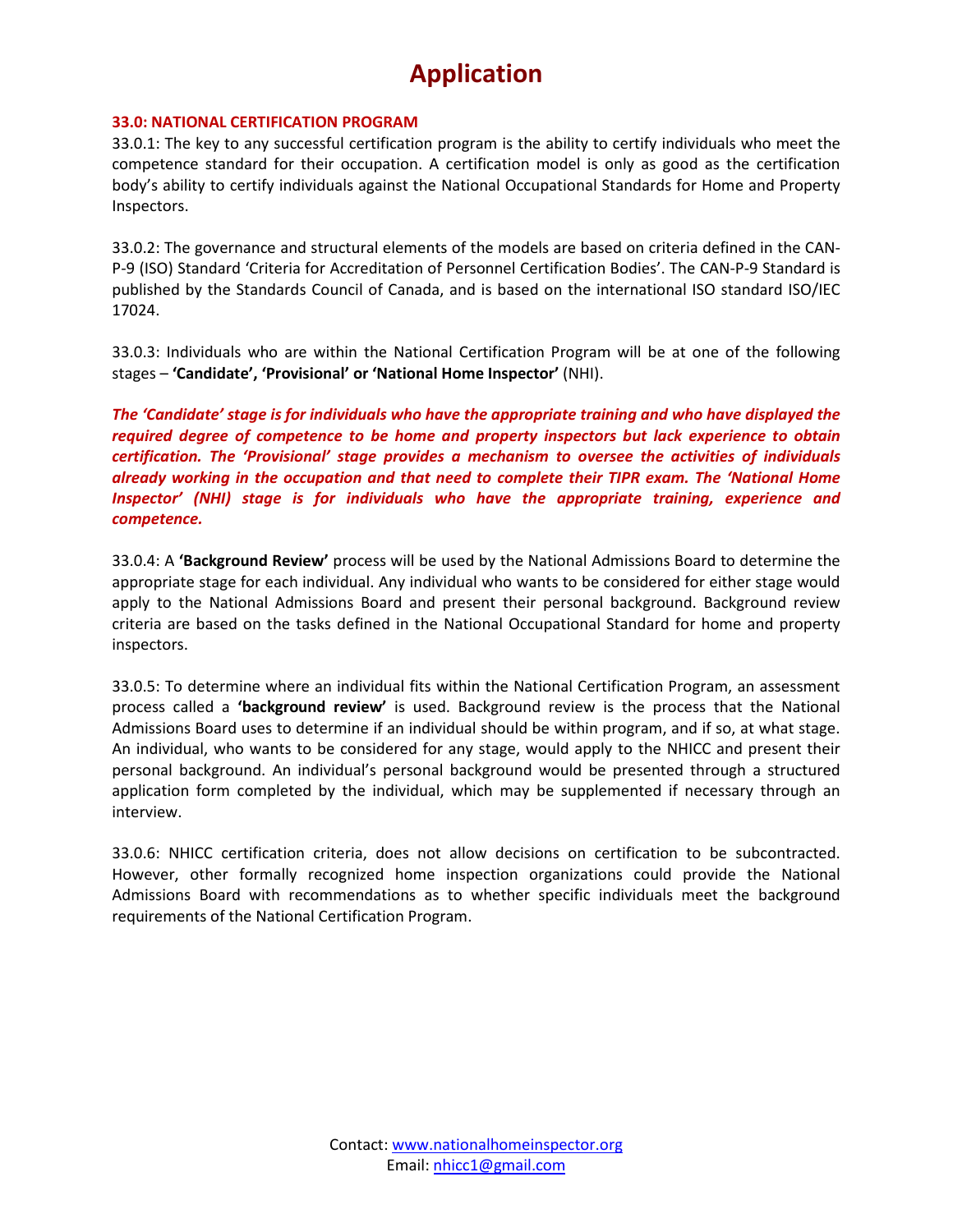# Application

**33.0: NATIONAL CERTIFICATION PROGRAM**

33.0.1: The key to any successful certification program is the ability to certify individuals who meet the competence standard for their occupation. A certification model is only as good as the certification body's ability to certify individuals against the National Occupational Standards for Home and Property Inspectors.

33.0.2: The governance and structural elements of the models are based on criteria defined in the CAN-P-9 (ISO) Standard 'Criteria for Accreditation of Personnel Certification Bodies'. The CAN-P-9 Standard is published by the Standards Council of Canada, and is based on the international ISO standard ISO/IEC 17024.

33.0.3: Individuals who are within the National Certification Program will be at one of the following stages – **'Candidate', 'Provisional' or 'National Home Inspector'** (NHI).

***The 'Candidate' stage is for individuals who have the appropriate training and who have displayed the required degree of competence to be home and property inspectors but lack experience to obtain certification. The 'Provisional' stage provides a mechanism to oversee the activities of individuals already working in the occupation and that need to complete their TIPR exam. The 'National Home Inspector' (NHI) stage is for individuals who have the appropriate training, experience and competence.***

33.0.4: A **'Background Review'** process will be used by the National Admissions Board to determine the appropriate stage for each individual. Any individual who wants to be considered for either stage would apply to the National Admissions Board and present their personal background. Background review criteria are based on the tasks defined in the National Occupational Standard for home and property inspectors.

33.0.5: To determine where an individual fits within the National Certification Program, an assessment process called a **'background review'** is used. Background review is the process that the National Admissions Board uses to determine if an individual should be within program, and if so, at what stage. An individual, who wants to be considered for any stage, would apply to the NHICC and present their personal background. An individual's personal background would be presented through a structured application form completed by the individual, which may be supplemented if necessary through an interview.

33.0.6: NHICC certification criteria, does not allow decisions on certification to be subcontracted. However, other formally recognized home inspection organizations could provide the National Admissions Board with recommendations as to whether specific individuals meet the background requirements of the National Certification Program.

Contact: www.nationalhomeinspector.org
Email: nhicc1@gmail.com